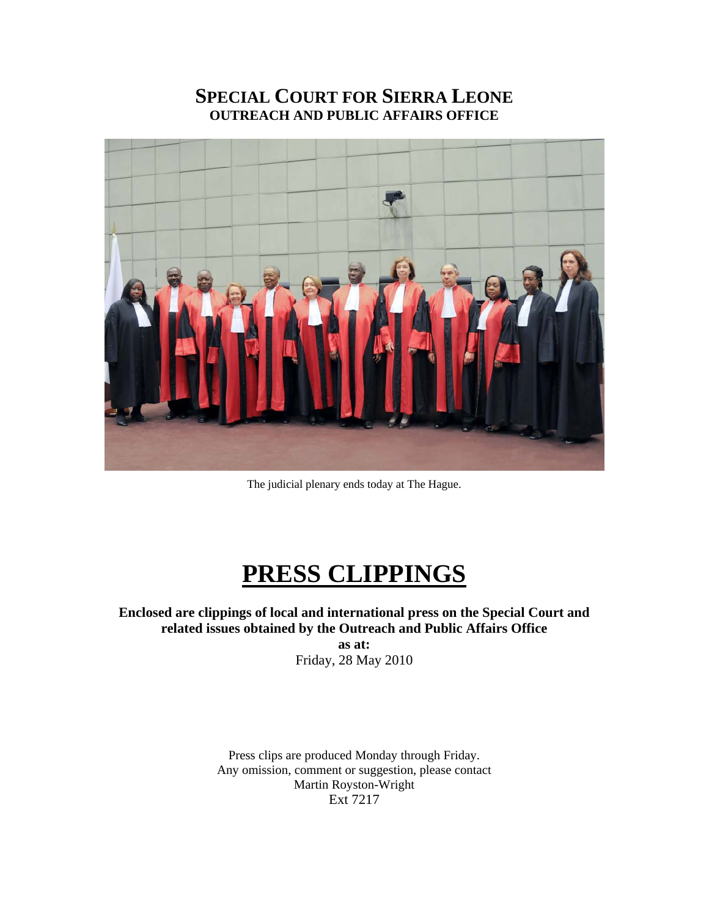# SPECIAL COURT FOR SIERRA LEONE
## OUTREACH AND PUBLIC AFFAIRS OFFICE

The judicial plenary ends today at The Hague.

# PRESS CLIPPINGS

**Enclosed are clippings of local and international press on the Special Court and related issues obtained by the Outreach and Public Affairs Office**
**as at:**
Friday, 28 May 2010

Press clips are produced Monday through Friday.
Any omission, comment or suggestion, please contact
Martin Royston-Wright
Ext 7217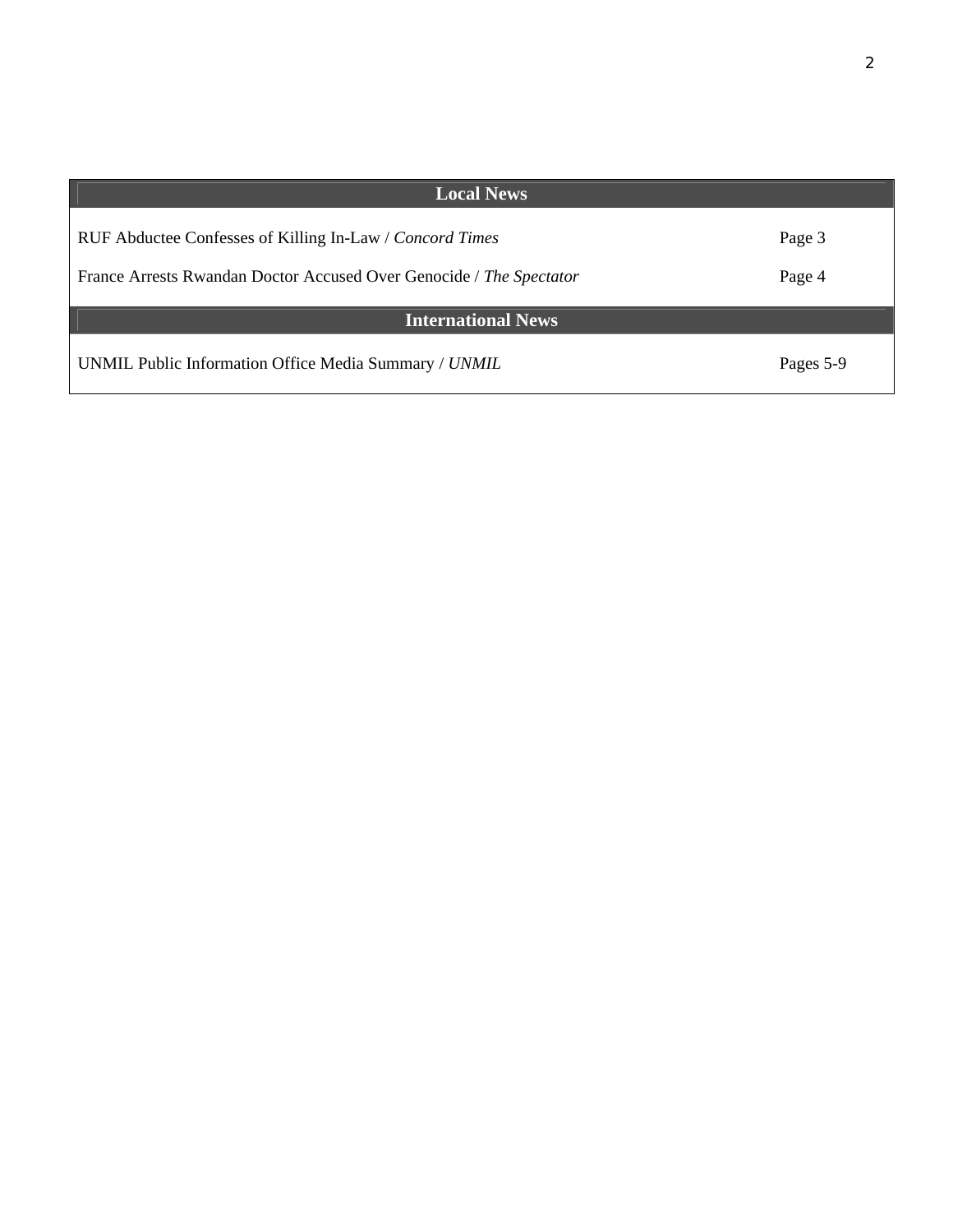| Local News | |
|---|---|
| RUF Abductee Confesses of Killing In-Law / *Concord Times* | Page 3 |
| France Arrests Rwandan Doctor Accused Over Genocide / *The Spectator* | Page 4 |
| **International News** | |
| UNMIL Public Information Office Media Summary / *UNMIL* | Pages 5-9 |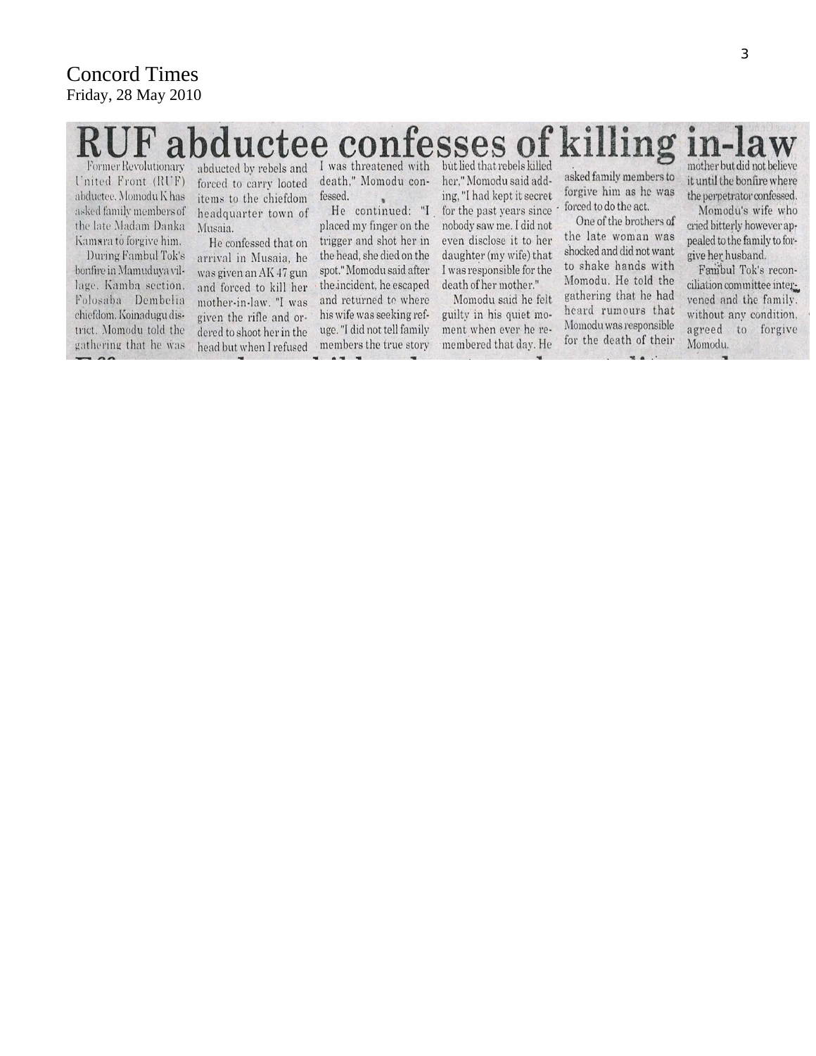Concord Times
Friday, 28 May 2010

# RUF abductee confesses of killing in-law

Former Revolutionary United Front (RUF) abductee, Momodu K has asked family members of the late Madam Danka Kamara to forgive him.

During Fambul Tok's bonfire in Mamuduya village, Kamba section, Folosaba Dembelia chiefdom, Koinadugu district, Momodu told the gathering that he was abducted by rebels and forced to carry looted items to the chiefdom headquarter town of Musaia.

He confessed that on arrival in Musaia, he was given an AK 47 gun and forced to kill her mother-in-law. "I was given the rifle and ordered to shoot her in the head but when I refused I was threatened with death," Momodu confessed.

He continued: "I placed my finger on the trigger and shot her in the head, she died on the spot." Momodu said after the incident, he escaped and returned to where his wife was seeking refuge. "I did not tell family members the true story but lied that rebels killed her," Momodu said adding, "I had kept it secret for the past years since nobody saw me. I did not even disclose it to her daughter (my wife) that I was responsible for the death of her mother."

Momodu said he felt guilty in his quiet moment when ever he remembered that day. He asked family members to forgive him as he was forced to do the act.

One of the brothers of the late woman was shocked and did not want to shake hands with Momodu. He told the gathering that he had heard rumours that Momodu was responsible for the death of their mother but did not believe it until the bonfire where the perpetrator confessed.

Momodu's wife who cried bitterly however appealed to the family to forgive her husband.

Fambul Tok's reconciliation committee intervened and the family, without any condition, agreed to forgive Momodu.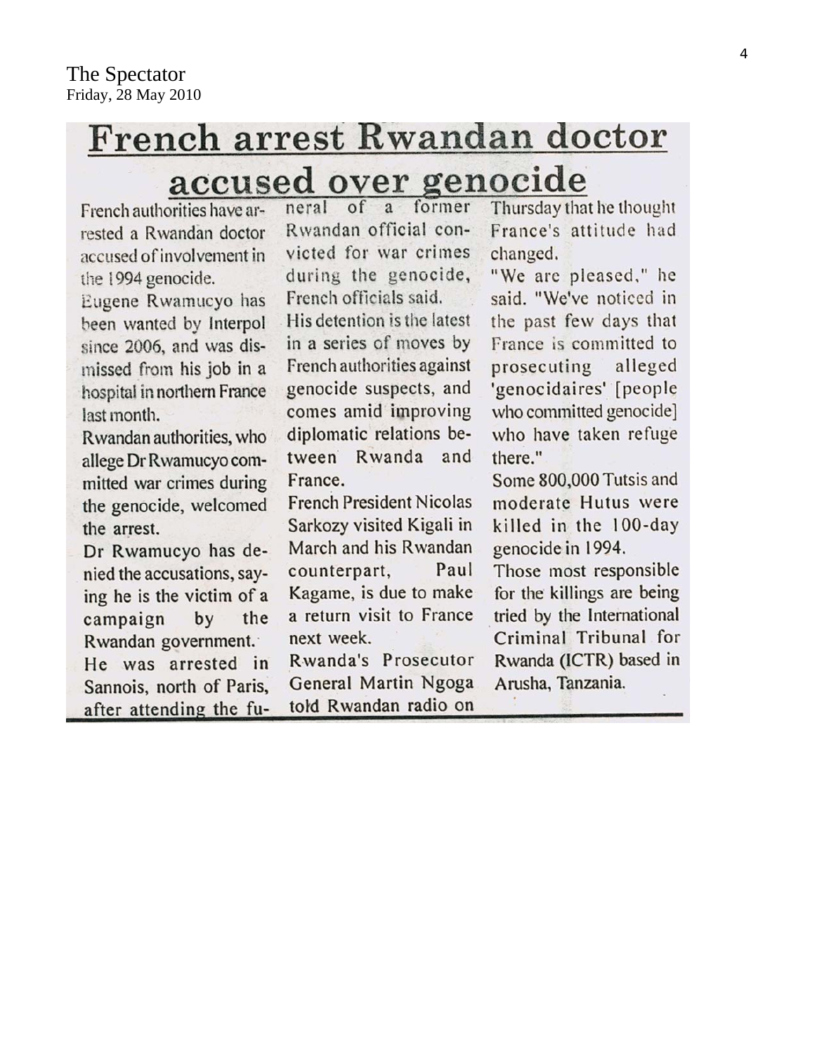The Spectator
Friday, 28 May 2010

# French arrest Rwandan doctor accused over genocide

French authorities have arrested a Rwandan doctor accused of involvement in the 1994 genocide.

Eugene Rwamucyo has been wanted by Interpol since 2006, and was dismissed from his job in a hospital in northern France last month.

Rwandan authorities, who allege Dr Rwamucyo committed war crimes during the genocide, welcomed the arrest.

Dr Rwamucyo has denied the accusations, saying he is the victim of a campaign by the Rwandan government.

He was arrested in Sannois, north of Paris, after attending the funeral of a former Rwandan official convicted for war crimes during the genocide, French officials said.

His detention is the latest in a series of moves by French authorities against genocide suspects, and comes amid improving diplomatic relations between Rwanda and France.

French President Nicolas Sarkozy visited Kigali in March and his Rwandan counterpart, Paul Kagame, is due to make a return visit to France next week.

Rwanda's Prosecutor General Martin Ngoga told Rwandan radio on Thursday that he thought France's attitude had changed.

"We are pleased," he said. "We've noticed in the past few days that France is committed to prosecuting alleged 'genocidaires' [people who committed genocide] who have taken refuge there."

Some 800,000 Tutsis and moderate Hutus were killed in the 100-day genocide in 1994.

Those most responsible for the killings are being tried by the International Criminal Tribunal for Rwanda (ICTR) based in Arusha, Tanzania.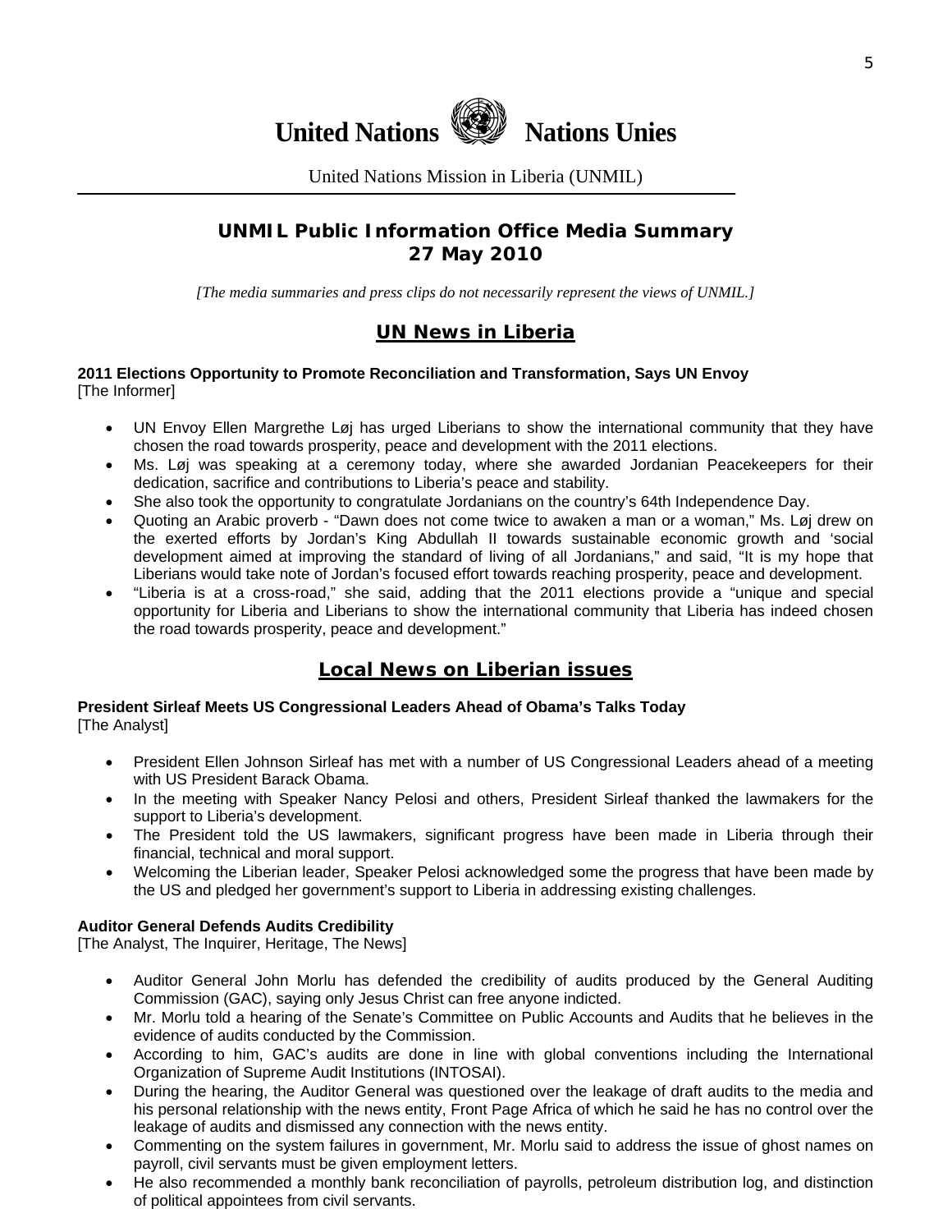United Nations Nations Unies

United Nations Mission in Liberia (UNMIL)

# UNMIL Public Information Office Media Summary
# 27 May 2010

*[The media summaries and press clips do not necessarily represent the views of UNMIL.]*

## UN News in Liberia

**2011 Elections Opportunity to Promote Reconciliation and Transformation, Says UN Envoy**
[The Informer]

- UN Envoy Ellen Margrethe Løj has urged Liberians to show the international community that they have chosen the road towards prosperity, peace and development with the 2011 elections.
- Ms. Løj was speaking at a ceremony today, where she awarded Jordanian Peacekeepers for their dedication, sacrifice and contributions to Liberia's peace and stability.
- She also took the opportunity to congratulate Jordanians on the country's 64th Independence Day.
- Quoting an Arabic proverb - "Dawn does not come twice to awaken a man or a woman," Ms. Løj drew on the exerted efforts by Jordan's King Abdullah II towards sustainable economic growth and 'social development aimed at improving the standard of living of all Jordanians," and said, "It is my hope that Liberians would take note of Jordan's focused effort towards reaching prosperity, peace and development.
- "Liberia is at a cross-road," she said, adding that the 2011 elections provide a "unique and special opportunity for Liberia and Liberians to show the international community that Liberia has indeed chosen the road towards prosperity, peace and development."

## Local News on Liberian issues

**President Sirleaf Meets US Congressional Leaders Ahead of Obama's Talks Today**
[The Analyst]

- President Ellen Johnson Sirleaf has met with a number of US Congressional Leaders ahead of a meeting with US President Barack Obama.
- In the meeting with Speaker Nancy Pelosi and others, President Sirleaf thanked the lawmakers for the support to Liberia's development.
- The President told the US lawmakers, significant progress have been made in Liberia through their financial, technical and moral support.
- Welcoming the Liberian leader, Speaker Pelosi acknowledged some the progress that have been made by the US and pledged her government's support to Liberia in addressing existing challenges.

**Auditor General Defends Audits Credibility**
[The Analyst, The Inquirer, Heritage, The News]

- Auditor General John Morlu has defended the credibility of audits produced by the General Auditing Commission (GAC), saying only Jesus Christ can free anyone indicted.
- Mr. Morlu told a hearing of the Senate's Committee on Public Accounts and Audits that he believes in the evidence of audits conducted by the Commission.
- According to him, GAC's audits are done in line with global conventions including the International Organization of Supreme Audit Institutions (INTOSAI).
- During the hearing, the Auditor General was questioned over the leakage of draft audits to the media and his personal relationship with the news entity, Front Page Africa of which he said he has no control over the leakage of audits and dismissed any connection with the news entity.
- Commenting on the system failures in government, Mr. Morlu said to address the issue of ghost names on payroll, civil servants must be given employment letters.
- He also recommended a monthly bank reconciliation of payrolls, petroleum distribution log, and distinction of political appointees from civil servants.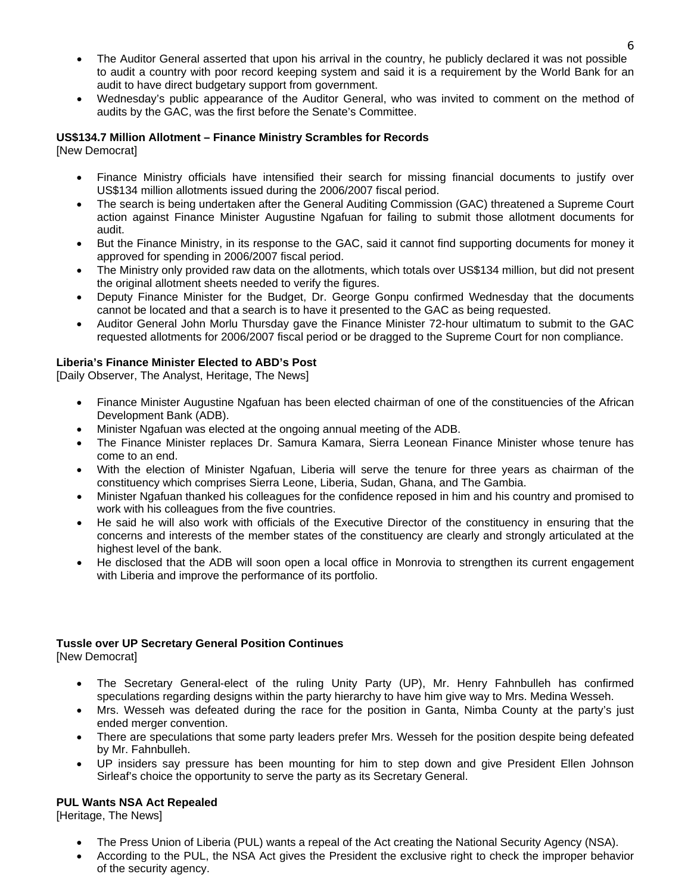- The Auditor General asserted that upon his arrival in the country, he publicly declared it was not possible to audit a country with poor record keeping system and said it is a requirement by the World Bank for an audit to have direct budgetary support from government.
- Wednesday's public appearance of the Auditor General, who was invited to comment on the method of audits by the GAC, was the first before the Senate's Committee.

**US$134.7 Million Allotment – Finance Ministry Scrambles for Records**
[New Democrat]

- Finance Ministry officials have intensified their search for missing financial documents to justify over US$134 million allotments issued during the 2006/2007 fiscal period.
- The search is being undertaken after the General Auditing Commission (GAC) threatened a Supreme Court action against Finance Minister Augustine Ngafuan for failing to submit those allotment documents for audit.
- But the Finance Ministry, in its response to the GAC, said it cannot find supporting documents for money it approved for spending in 2006/2007 fiscal period.
- The Ministry only provided raw data on the allotments, which totals over US$134 million, but did not present the original allotment sheets needed to verify the figures.
- Deputy Finance Minister for the Budget, Dr. George Gonpu confirmed Wednesday that the documents cannot be located and that a search is to have it presented to the GAC as being requested.
- Auditor General John Morlu Thursday gave the Finance Minister 72-hour ultimatum to submit to the GAC requested allotments for 2006/2007 fiscal period or be dragged to the Supreme Court for non compliance.

**Liberia's Finance Minister Elected to ABD's Post**
[Daily Observer, The Analyst, Heritage, The News]

- Finance Minister Augustine Ngafuan has been elected chairman of one of the constituencies of the African Development Bank (ADB).
- Minister Ngafuan was elected at the ongoing annual meeting of the ADB.
- The Finance Minister replaces Dr. Samura Kamara, Sierra Leonean Finance Minister whose tenure has come to an end.
- With the election of Minister Ngafuan, Liberia will serve the tenure for three years as chairman of the constituency which comprises Sierra Leone, Liberia, Sudan, Ghana, and The Gambia.
- Minister Ngafuan thanked his colleagues for the confidence reposed in him and his country and promised to work with his colleagues from the five countries.
- He said he will also work with officials of the Executive Director of the constituency in ensuring that the concerns and interests of the member states of the constituency are clearly and strongly articulated at the highest level of the bank.
- He disclosed that the ADB will soon open a local office in Monrovia to strengthen its current engagement with Liberia and improve the performance of its portfolio.

**Tussle over UP Secretary General Position Continues**
[New Democrat]

- The Secretary General-elect of the ruling Unity Party (UP), Mr. Henry Fahnbulleh has confirmed speculations regarding designs within the party hierarchy to have him give way to Mrs. Medina Wesseh.
- Mrs. Wesseh was defeated during the race for the position in Ganta, Nimba County at the party's just ended merger convention.
- There are speculations that some party leaders prefer Mrs. Wesseh for the position despite being defeated by Mr. Fahnbulleh.
- UP insiders say pressure has been mounting for him to step down and give President Ellen Johnson Sirleaf's choice the opportunity to serve the party as its Secretary General.

**PUL Wants NSA Act Repealed**
[Heritage, The News]

- The Press Union of Liberia (PUL) wants a repeal of the Act creating the National Security Agency (NSA).
- According to the PUL, the NSA Act gives the President the exclusive right to check the improper behavior of the security agency.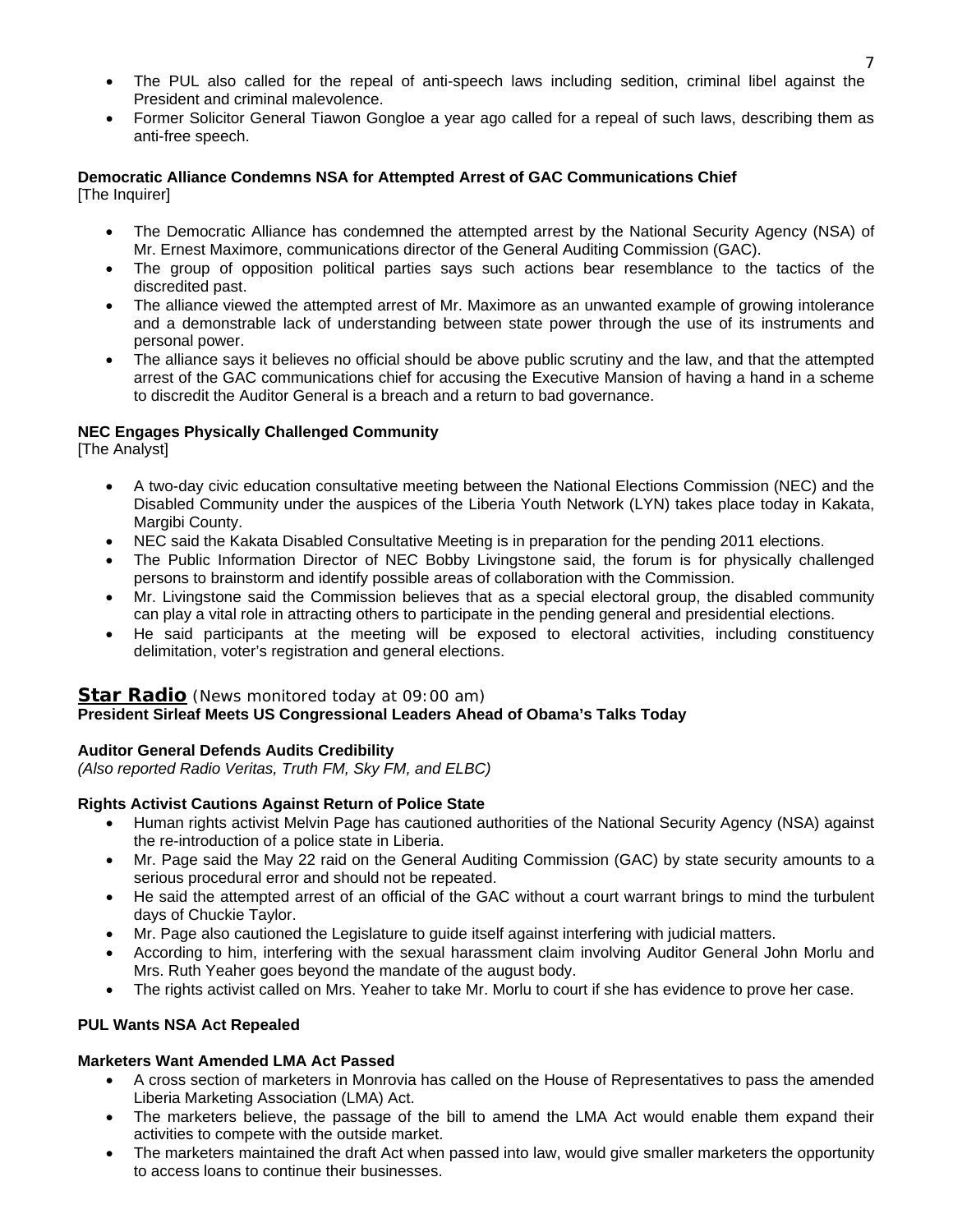- The PUL also called for the repeal of anti-speech laws including sedition, criminal libel against the President and criminal malevolence.
- Former Solicitor General Tiawon Gongloe a year ago called for a repeal of such laws, describing them as anti-free speech.

**Democratic Alliance Condemns NSA for Attempted Arrest of GAC Communications Chief**
[The Inquirer]

- The Democratic Alliance has condemned the attempted arrest by the National Security Agency (NSA) of Mr. Ernest Maximore, communications director of the General Auditing Commission (GAC).
- The group of opposition political parties says such actions bear resemblance to the tactics of the discredited past.
- The alliance viewed the attempted arrest of Mr. Maximore as an unwanted example of growing intolerance and a demonstrable lack of understanding between state power through the use of its instruments and personal power.
- The alliance says it believes no official should be above public scrutiny and the law, and that the attempted arrest of the GAC communications chief for accusing the Executive Mansion of having a hand in a scheme to discredit the Auditor General is a breach and a return to bad governance.

**NEC Engages Physically Challenged Community**
[The Analyst]

- A two-day civic education consultative meeting between the National Elections Commission (NEC) and the Disabled Community under the auspices of the Liberia Youth Network (LYN) takes place today in Kakata, Margibi County.
- NEC said the Kakata Disabled Consultative Meeting is in preparation for the pending 2011 elections.
- The Public Information Director of NEC Bobby Livingstone said, the forum is for physically challenged persons to brainstorm and identify possible areas of collaboration with the Commission.
- Mr. Livingstone said the Commission believes that as a special electoral group, the disabled community can play a vital role in attracting others to participate in the pending general and presidential elections.
- He said participants at the meeting will be exposed to electoral activities, including constituency delimitation, voter's registration and general elections.

## Star Radio (News monitored today at 09:00 am)

**President Sirleaf Meets US Congressional Leaders Ahead of Obama's Talks Today**

**Auditor General Defends Audits Credibility**
*(Also reported Radio Veritas, Truth FM, Sky FM, and ELBC)*

**Rights Activist Cautions Against Return of Police State**

- Human rights activist Melvin Page has cautioned authorities of the National Security Agency (NSA) against the re-introduction of a police state in Liberia.
- Mr. Page said the May 22 raid on the General Auditing Commission (GAC) by state security amounts to a serious procedural error and should not be repeated.
- He said the attempted arrest of an official of the GAC without a court warrant brings to mind the turbulent days of Chuckie Taylor.
- Mr. Page also cautioned the Legislature to guide itself against interfering with judicial matters.
- According to him, interfering with the sexual harassment claim involving Auditor General John Morlu and Mrs. Ruth Yeaher goes beyond the mandate of the august body.
- The rights activist called on Mrs. Yeaher to take Mr. Morlu to court if she has evidence to prove her case.

**PUL Wants NSA Act Repealed**

**Marketers Want Amended LMA Act Passed**

- A cross section of marketers in Monrovia has called on the House of Representatives to pass the amended Liberia Marketing Association (LMA) Act.
- The marketers believe, the passage of the bill to amend the LMA Act would enable them expand their activities to compete with the outside market.
- The marketers maintained the draft Act when passed into law, would give smaller marketers the opportunity to access loans to continue their businesses.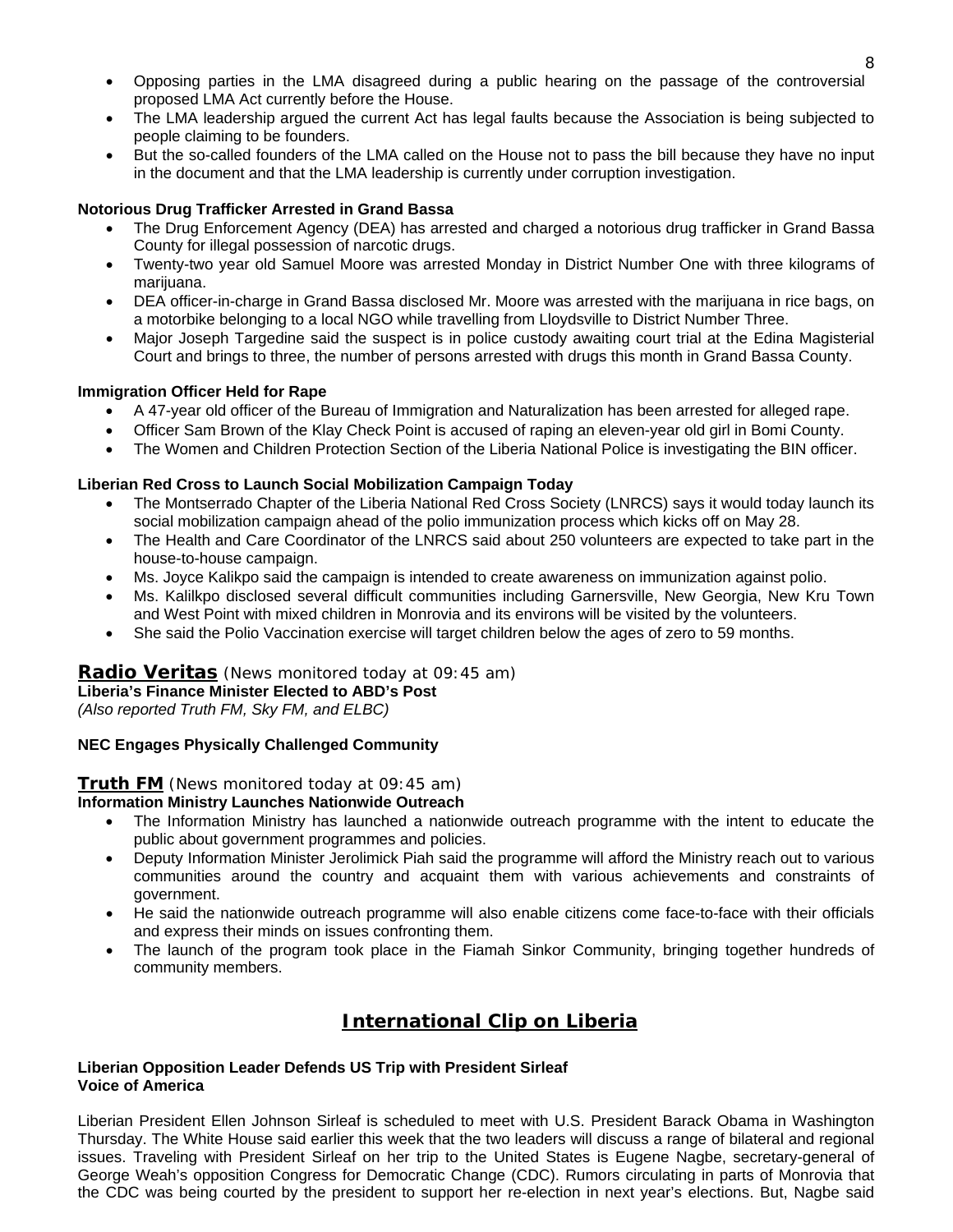- Opposing parties in the LMA disagreed during a public hearing on the passage of the controversial proposed LMA Act currently before the House.
- The LMA leadership argued the current Act has legal faults because the Association is being subjected to people claiming to be founders.
- But the so-called founders of the LMA called on the House not to pass the bill because they have no input in the document and that the LMA leadership is currently under corruption investigation.

**Notorious Drug Trafficker Arrested in Grand Bassa**

- The Drug Enforcement Agency (DEA) has arrested and charged a notorious drug trafficker in Grand Bassa County for illegal possession of narcotic drugs.
- Twenty-two year old Samuel Moore was arrested Monday in District Number One with three kilograms of marijuana.
- DEA officer-in-charge in Grand Bassa disclosed Mr. Moore was arrested with the marijuana in rice bags, on a motorbike belonging to a local NGO while travelling from Lloydsville to District Number Three.
- Major Joseph Targedine said the suspect is in police custody awaiting court trial at the Edina Magisterial Court and brings to three, the number of persons arrested with drugs this month in Grand Bassa County.

**Immigration Officer Held for Rape**

- A 47-year old officer of the Bureau of Immigration and Naturalization has been arrested for alleged rape.
- Officer Sam Brown of the Klay Check Point is accused of raping an eleven-year old girl in Bomi County.
- The Women and Children Protection Section of the Liberia National Police is investigating the BIN officer.

**Liberian Red Cross to Launch Social Mobilization Campaign Today**

- The Montserrado Chapter of the Liberia National Red Cross Society (LNRCS) says it would today launch its social mobilization campaign ahead of the polio immunization process which kicks off on May 28.
- The Health and Care Coordinator of the LNRCS said about 250 volunteers are expected to take part in the house-to-house campaign.
- Ms. Joyce Kalikpo said the campaign is intended to create awareness on immunization against polio.
- Ms. Kalilkpo disclosed several difficult communities including Garnersville, New Georgia, New Kru Town and West Point with mixed children in Monrovia and its environs will be visited by the volunteers.
- She said the Polio Vaccination exercise will target children below the ages of zero to 59 months.

## **Radio Veritas** (News monitored today at 09:45 am)

**Liberia's Finance Minister Elected to ABD's Post**
*(Also reported Truth FM, Sky FM, and ELBC)*

**NEC Engages Physically Challenged Community**

## **Truth FM** (News monitored today at 09:45 am)

**Information Ministry Launches Nationwide Outreach**

- The Information Ministry has launched a nationwide outreach programme with the intent to educate the public about government programmes and policies.
- Deputy Information Minister Jerolimick Piah said the programme will afford the Ministry reach out to various communities around the country and acquaint them with various achievements and constraints of government.
- He said the nationwide outreach programme will also enable citizens come face-to-face with their officials and express their minds on issues confronting them.
- The launch of the program took place in the Fiamah Sinkor Community, bringing together hundreds of community members.

## International Clip on Liberia

**Liberian Opposition Leader Defends US Trip with President Sirleaf**
**Voice of America**

Liberian President Ellen Johnson Sirleaf is scheduled to meet with U.S. President Barack Obama in Washington Thursday. The White House said earlier this week that the two leaders will discuss a range of bilateral and regional issues. Traveling with President Sirleaf on her trip to the United States is Eugene Nagbe, secretary-general of George Weah's opposition Congress for Democratic Change (CDC). Rumors circulating in parts of Monrovia that the CDC was being courted by the president to support her re-election in next year's elections. But, Nagbe said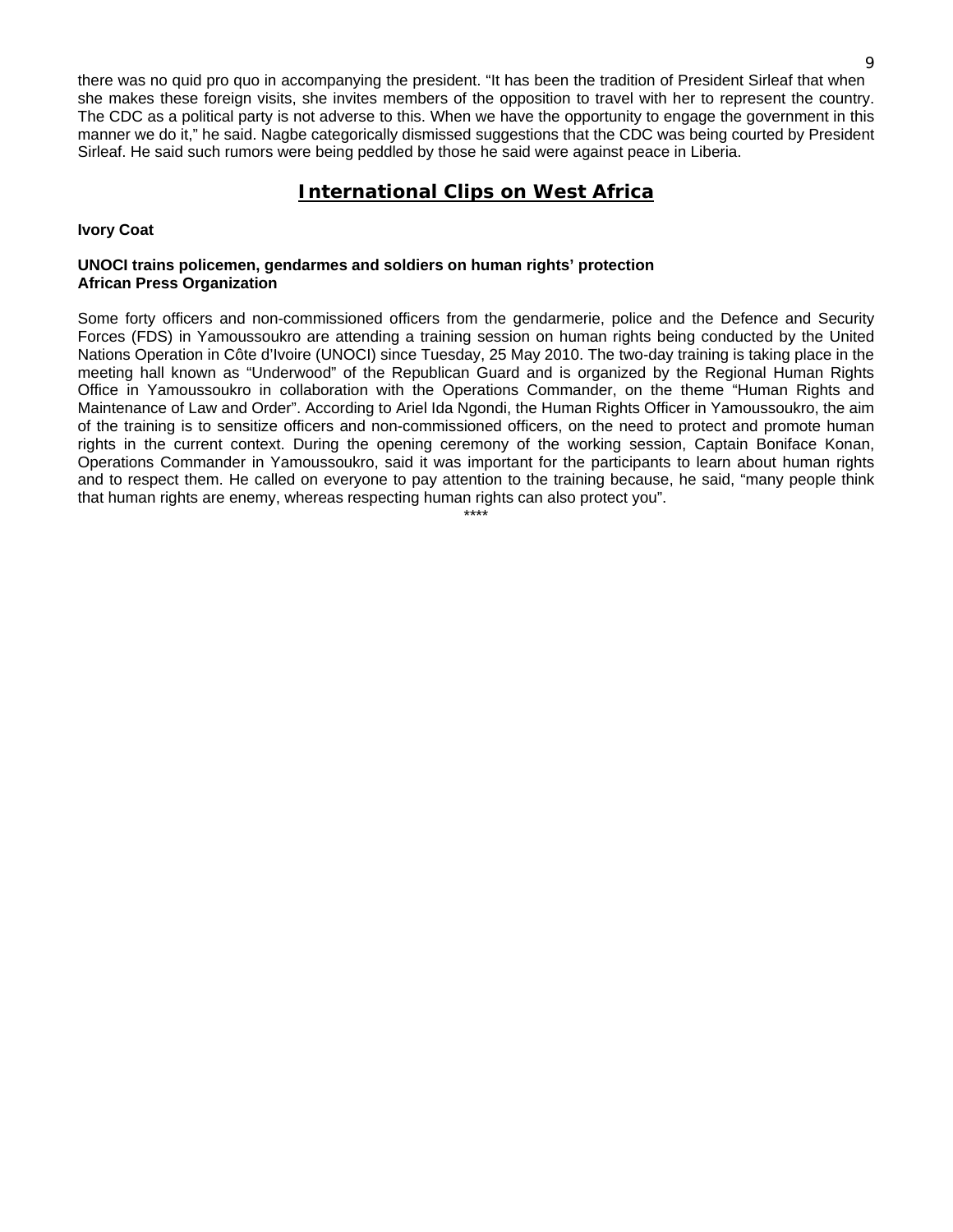there was no quid pro quo in accompanying the president. "It has been the tradition of President Sirleaf that when she makes these foreign visits, she invites members of the opposition to travel with her to represent the country. The CDC as a political party is not adverse to this. When we have the opportunity to engage the government in this manner we do it," he said. Nagbe categorically dismissed suggestions that the CDC was being courted by President Sirleaf. He said such rumors were being peddled by those he said were against peace in Liberia.

## International Clips on West Africa

**Ivory Coat**

**UNOCI trains policemen, gendarmes and soldiers on human rights' protection**
**African Press Organization**

Some forty officers and non-commissioned officers from the gendarmerie, police and the Defence and Security Forces (FDS) in Yamoussoukro are attending a training session on human rights being conducted by the United Nations Operation in Côte d'Ivoire (UNOCI) since Tuesday, 25 May 2010. The two-day training is taking place in the meeting hall known as "Underwood" of the Republican Guard and is organized by the Regional Human Rights Office in Yamoussoukro in collaboration with the Operations Commander, on the theme "Human Rights and Maintenance of Law and Order". According to Ariel Ida Ngondi, the Human Rights Officer in Yamoussoukro, the aim of the training is to sensitize officers and non-commissioned officers, on the need to protect and promote human rights in the current context. During the opening ceremony of the working session, Captain Boniface Konan, Operations Commander in Yamoussoukro, said it was important for the participants to learn about human rights and to respect them. He called on everyone to pay attention to the training because, he said, "many people think that human rights are enemy, whereas respecting human rights can also protect you".

****